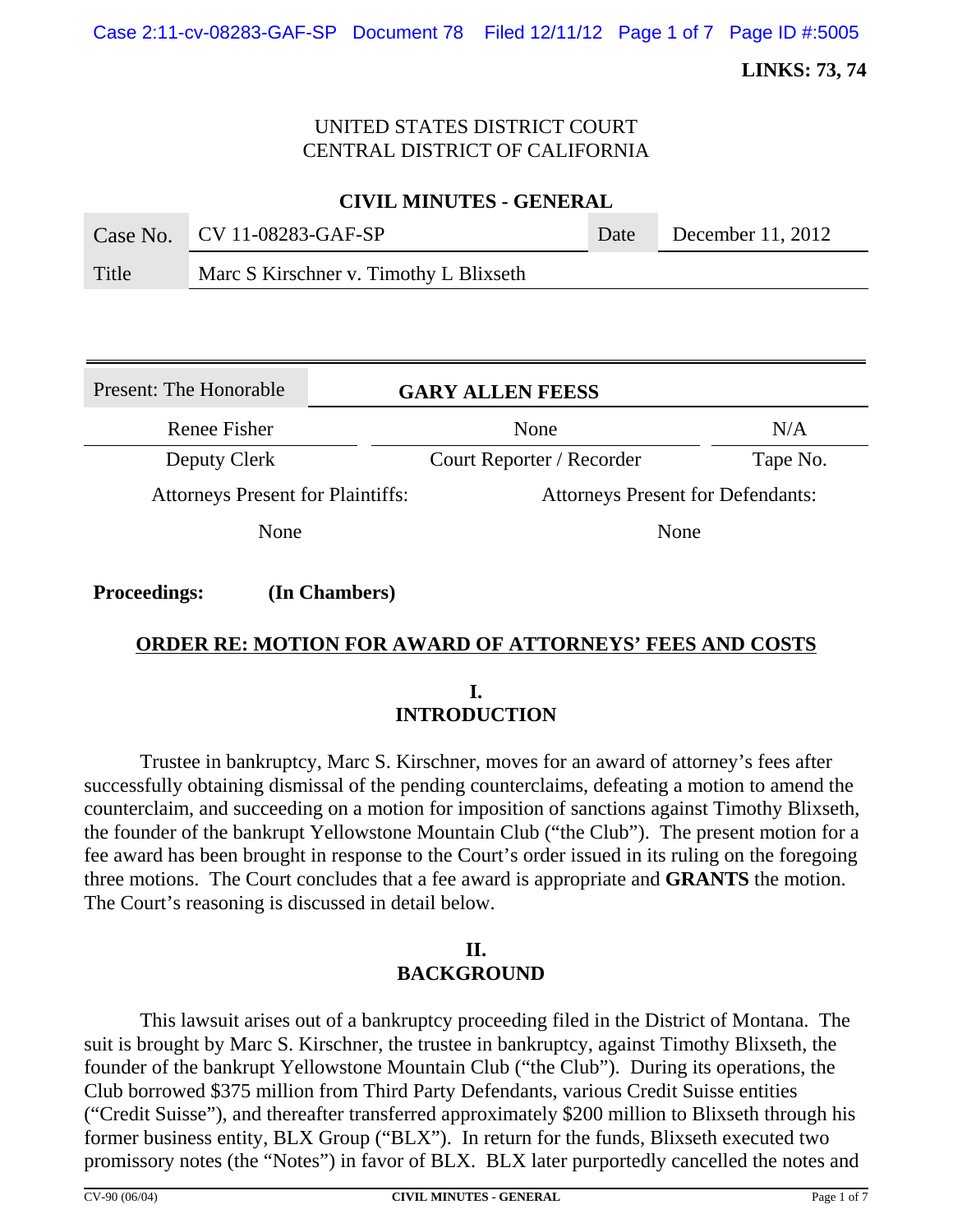**LINKS: 73, 74**

UNITED STATES DISTRICT COURT
CENTRAL DISTRICT OF CALIFORNIA

**CIVIL MINUTES - GENERAL**

| Case No. | CV 11-08283-GAF-SP | Date | December 11, 2012 |
|---|---|---|---|
| Title | Marc S Kirschner v. Timothy L Blixseth | | |

| Present: The Honorable | **GARY ALLEN FEESS** | |
|---|---|---|
| Renee Fisher | None | N/A |
| Deputy Clerk | Court Reporter / Recorder | Tape No. |
| Attorneys Present for Plaintiffs: | Attorneys Present for Defendants: | |
| None | None | |

**Proceedings:** **(In Chambers)**

## ORDER RE: MOTION FOR AWARD OF ATTORNEYS' FEES AND COSTS

### I. INTRODUCTION

Trustee in bankruptcy, Marc S. Kirschner, moves for an award of attorney's fees after successfully obtaining dismissal of the pending counterclaims, defeating a motion to amend the counterclaim, and succeeding on a motion for imposition of sanctions against Timothy Blixseth, the founder of the bankrupt Yellowstone Mountain Club ("the Club"). The present motion for a fee award has been brought in response to the Court's order issued in its ruling on the foregoing three motions. The Court concludes that a fee award is appropriate and **GRANTS** the motion. The Court's reasoning is discussed in detail below.

### II. BACKGROUND

This lawsuit arises out of a bankruptcy proceeding filed in the District of Montana. The suit is brought by Marc S. Kirschner, the trustee in bankruptcy, against Timothy Blixseth, the founder of the bankrupt Yellowstone Mountain Club ("the Club"). During its operations, the Club borrowed $375 million from Third Party Defendants, various Credit Suisse entities ("Credit Suisse"), and thereafter transferred approximately $200 million to Blixseth through his former business entity, BLX Group ("BLX"). In return for the funds, Blixseth executed two promissory notes (the "Notes") in favor of BLX. BLX later purportedly cancelled the notes and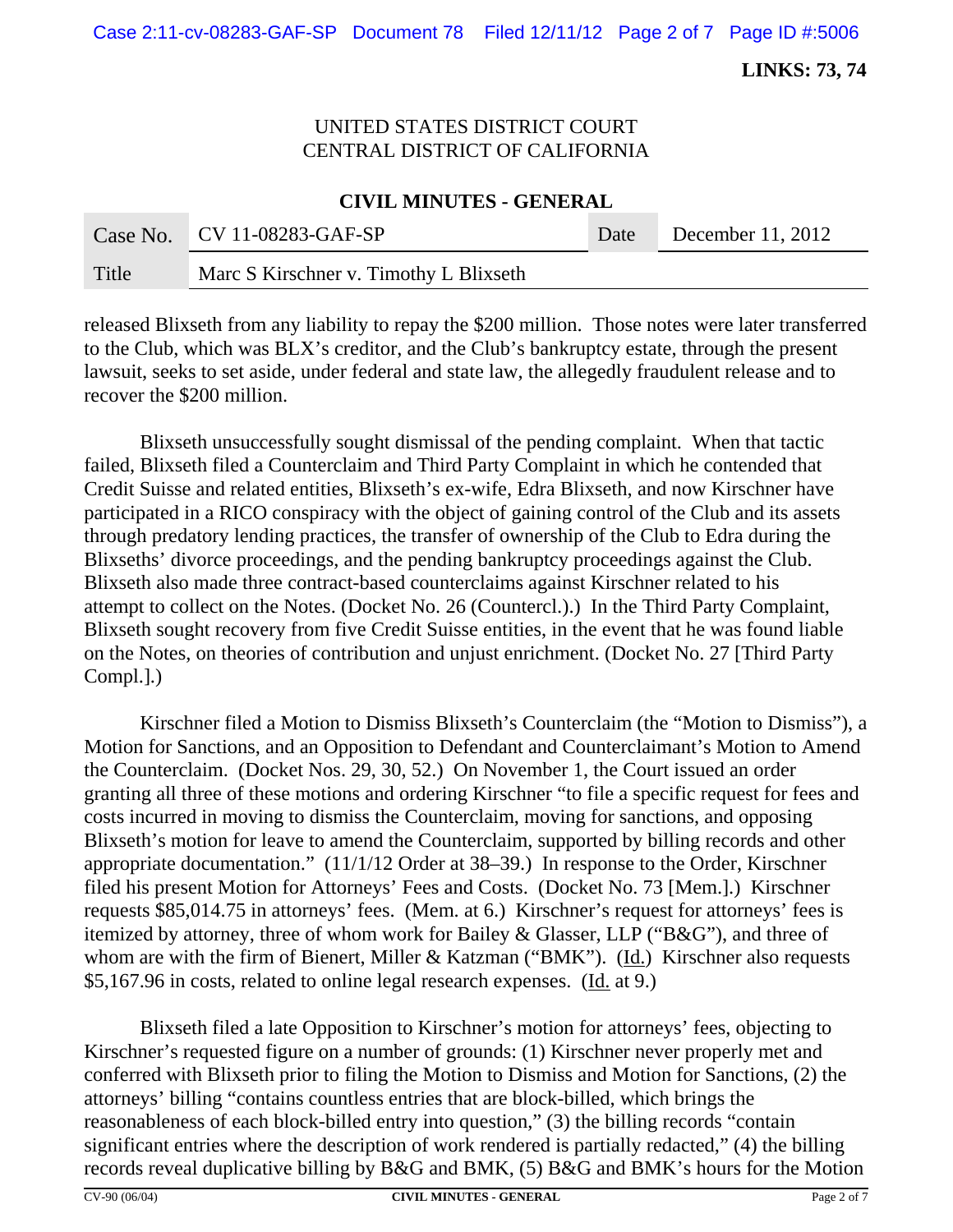**LINKS: 73, 74**

UNITED STATES DISTRICT COURT
CENTRAL DISTRICT OF CALIFORNIA

**CIVIL MINUTES - GENERAL**

| Case No. | CV 11-08283-GAF-SP | Date | December 11, 2012 |
|---|---|---|---|
| Title | Marc S Kirschner v. Timothy L Blixseth | | |

released Blixseth from any liability to repay the $200 million. Those notes were later transferred to the Club, which was BLX's creditor, and the Club's bankruptcy estate, through the present lawsuit, seeks to set aside, under federal and state law, the allegedly fraudulent release and to recover the $200 million.

Blixseth unsuccessfully sought dismissal of the pending complaint. When that tactic failed, Blixseth filed a Counterclaim and Third Party Complaint in which he contended that Credit Suisse and related entities, Blixseth's ex-wife, Edra Blixseth, and now Kirschner have participated in a RICO conspiracy with the object of gaining control of the Club and its assets through predatory lending practices, the transfer of ownership of the Club to Edra during the Blixseths' divorce proceedings, and the pending bankruptcy proceedings against the Club. Blixseth also made three contract-based counterclaims against Kirschner related to his attempt to collect on the Notes. (Docket No. 26 (Countercl.).) In the Third Party Complaint, Blixseth sought recovery from five Credit Suisse entities, in the event that he was found liable on the Notes, on theories of contribution and unjust enrichment. (Docket No. 27 [Third Party Compl.].)

Kirschner filed a Motion to Dismiss Blixseth's Counterclaim (the "Motion to Dismiss"), a Motion for Sanctions, and an Opposition to Defendant and Counterclaimant's Motion to Amend the Counterclaim. (Docket Nos. 29, 30, 52.) On November 1, the Court issued an order granting all three of these motions and ordering Kirschner "to file a specific request for fees and costs incurred in moving to dismiss the Counterclaim, moving for sanctions, and opposing Blixseth's motion for leave to amend the Counterclaim, supported by billing records and other appropriate documentation." (11/1/12 Order at 38–39.) In response to the Order, Kirschner filed his present Motion for Attorneys' Fees and Costs. (Docket No. 73 [Mem.].) Kirschner requests $85,014.75 in attorneys' fees. (Mem. at 6.) Kirschner's request for attorneys' fees is itemized by attorney, three of whom work for Bailey & Glasser, LLP ("B&G"), and three of whom are with the firm of Bienert, Miller & Katzman ("BMK"). (Id.) Kirschner also requests $5,167.96 in costs, related to online legal research expenses. (Id. at 9.)

Blixseth filed a late Opposition to Kirschner's motion for attorneys' fees, objecting to Kirschner's requested figure on a number of grounds: (1) Kirschner never properly met and conferred with Blixseth prior to filing the Motion to Dismiss and Motion for Sanctions, (2) the attorneys' billing "contains countless entries that are block-billed, which brings the reasonableness of each block-billed entry into question," (3) the billing records "contain significant entries where the description of work rendered is partially redacted," (4) the billing records reveal duplicative billing by B&G and BMK, (5) B&G and BMK's hours for the Motion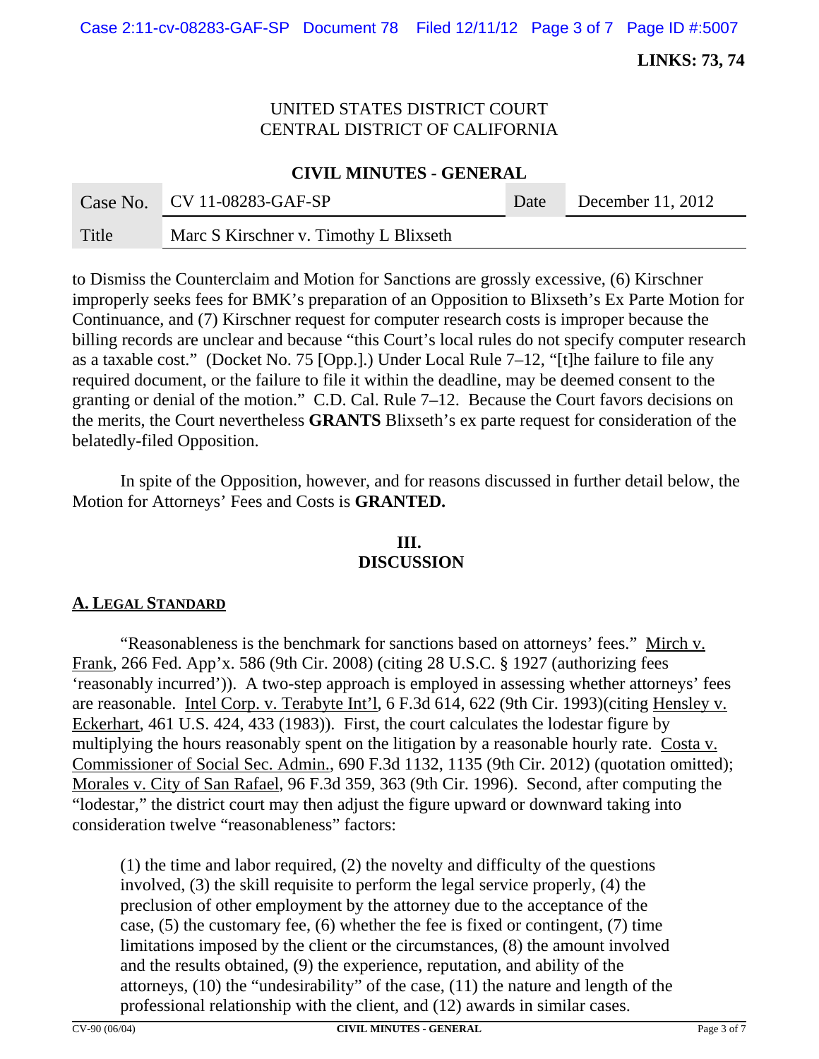LINKS: 73, 74

UNITED STATES DISTRICT COURT
CENTRAL DISTRICT OF CALIFORNIA

**CIVIL MINUTES - GENERAL**

| Case No. | CV 11-08283-GAF-SP | Date | December 11, 2012 |
|---|---|---|---|
| Title | Marc S Kirschner v. Timothy L Blixseth | | |

to Dismiss the Counterclaim and Motion for Sanctions are grossly excessive, (6) Kirschner improperly seeks fees for BMK's preparation of an Opposition to Blixseth's Ex Parte Motion for Continuance, and (7) Kirschner request for computer research costs is improper because the billing records are unclear and because "this Court's local rules do not specify computer research as a taxable cost." (Docket No. 75 [Opp.].) Under Local Rule 7–12, "[t]he failure to file any required document, or the failure to file it within the deadline, may be deemed consent to the granting or denial of the motion." C.D. Cal. Rule 7–12. Because the Court favors decisions on the merits, the Court nevertheless **GRANTS** Blixseth's ex parte request for consideration of the belatedly-filed Opposition.

In spite of the Opposition, however, and for reasons discussed in further detail below, the Motion for Attorneys' Fees and Costs is **GRANTED.**

## III. DISCUSSION

### A. LEGAL STANDARD

"Reasonableness is the benchmark for sanctions based on attorneys' fees." Mirch v. Frank, 266 Fed. App'x. 586 (9th Cir. 2008) (citing 28 U.S.C. § 1927 (authorizing fees 'reasonably incurred')). A two-step approach is employed in assessing whether attorneys' fees are reasonable. Intel Corp. v. Terabyte Int'l, 6 F.3d 614, 622 (9th Cir. 1993)(citing Hensley v. Eckerhart, 461 U.S. 424, 433 (1983)). First, the court calculates the lodestar figure by multiplying the hours reasonably spent on the litigation by a reasonable hourly rate. Costa v. Commissioner of Social Sec. Admin., 690 F.3d 1132, 1135 (9th Cir. 2012) (quotation omitted); Morales v. City of San Rafael, 96 F.3d 359, 363 (9th Cir. 1996). Second, after computing the "lodestar," the district court may then adjust the figure upward or downward taking into consideration twelve "reasonableness" factors:

> (1) the time and labor required, (2) the novelty and difficulty of the questions involved, (3) the skill requisite to perform the legal service properly, (4) the preclusion of other employment by the attorney due to the acceptance of the case, (5) the customary fee, (6) whether the fee is fixed or contingent, (7) time limitations imposed by the client or the circumstances, (8) the amount involved and the results obtained, (9) the experience, reputation, and ability of the attorneys, (10) the "undesirability" of the case, (11) the nature and length of the professional relationship with the client, and (12) awards in similar cases.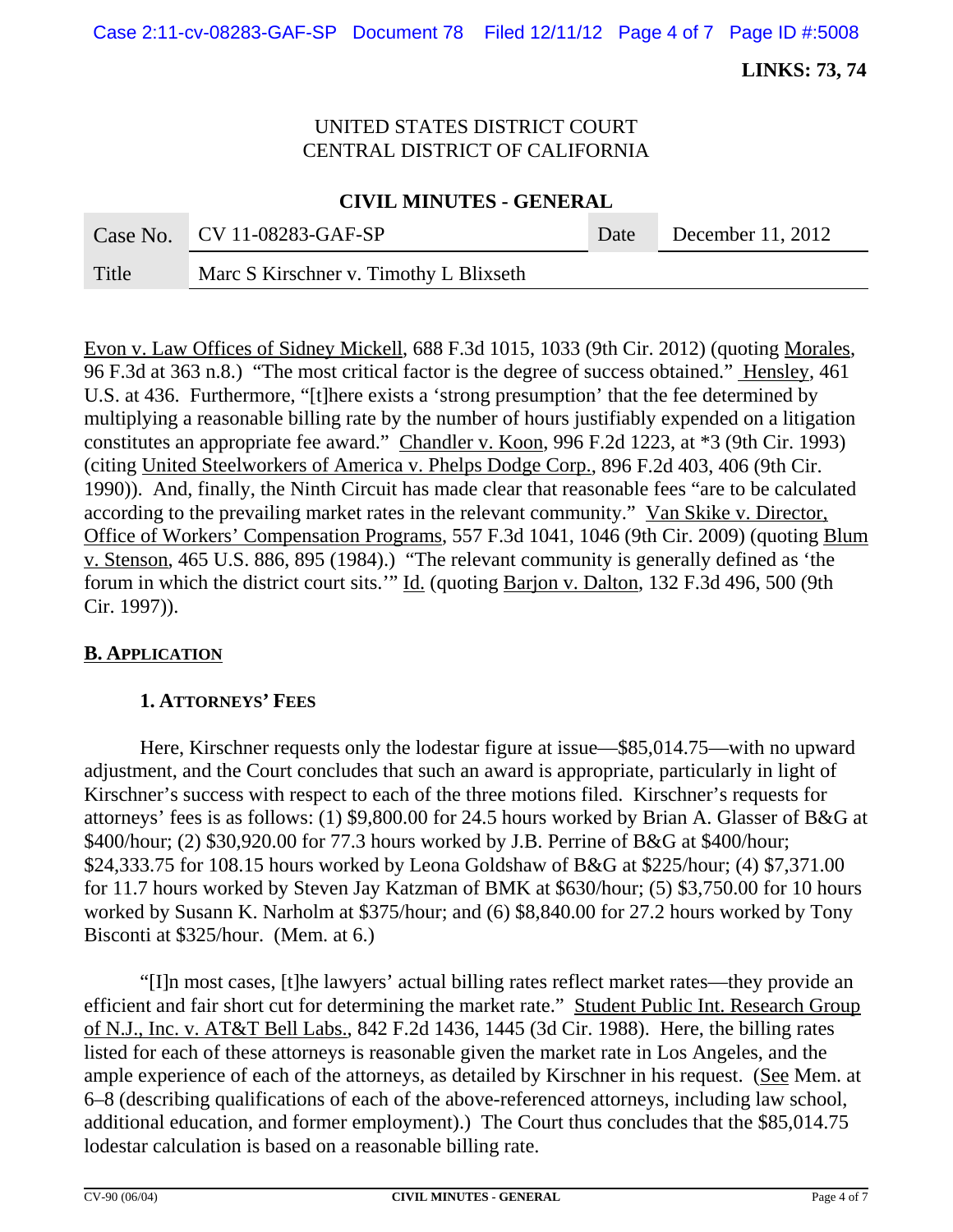LINKS: 73, 74

UNITED STATES DISTRICT COURT
CENTRAL DISTRICT OF CALIFORNIA

**CIVIL MINUTES - GENERAL**

| Case No. | CV 11-08283-GAF-SP | Date | December 11, 2012 |
|---|---|---|---|
| Title | Marc S Kirschner v. Timothy L Blixseth | | |

Evon v. Law Offices of Sidney Mickell, 688 F.3d 1015, 1033 (9th Cir. 2012) (quoting Morales, 96 F.3d at 363 n.8.) "The most critical factor is the degree of success obtained." Hensley, 461 U.S. at 436. Furthermore, "[t]here exists a 'strong presumption' that the fee determined by multiplying a reasonable billing rate by the number of hours justifiably expended on a litigation constitutes an appropriate fee award." Chandler v. Koon, 996 F.2d 1223, at *3 (9th Cir. 1993) (citing United Steelworkers of America v. Phelps Dodge Corp., 896 F.2d 403, 406 (9th Cir. 1990)). And, finally, the Ninth Circuit has made clear that reasonable fees "are to be calculated according to the prevailing market rates in the relevant community." Van Skike v. Director, Office of Workers' Compensation Programs, 557 F.3d 1041, 1046 (9th Cir. 2009) (quoting Blum v. Stenson, 465 U.S. 886, 895 (1984).) "The relevant community is generally defined as 'the forum in which the district court sits.'" Id. (quoting Barjon v. Dalton, 132 F.3d 496, 500 (9th Cir. 1997)).

## B. APPLICATION

### 1. ATTORNEYS' FEES

Here, Kirschner requests only the lodestar figure at issue—$85,014.75—with no upward adjustment, and the Court concludes that such an award is appropriate, particularly in light of Kirschner's success with respect to each of the three motions filed. Kirschner's requests for attorneys' fees is as follows: (1) $9,800.00 for 24.5 hours worked by Brian A. Glasser of B&G at $400/hour; (2) $30,920.00 for 77.3 hours worked by J.B. Perrine of B&G at $400/hour; $24,333.75 for 108.15 hours worked by Leona Goldshaw of B&G at $225/hour; (4) $7,371.00 for 11.7 hours worked by Steven Jay Katzman of BMK at $630/hour; (5) $3,750.00 for 10 hours worked by Susann K. Narholm at $375/hour; and (6) $8,840.00 for 27.2 hours worked by Tony Bisconti at $325/hour. (Mem. at 6.)

"[I]n most cases, [t]he lawyers' actual billing rates reflect market rates—they provide an efficient and fair short cut for determining the market rate." Student Public Int. Research Group of N.J., Inc. v. AT&T Bell Labs., 842 F.2d 1436, 1445 (3d Cir. 1988). Here, the billing rates listed for each of these attorneys is reasonable given the market rate in Los Angeles, and the ample experience of each of the attorneys, as detailed by Kirschner in his request. (See Mem. at 6–8 (describing qualifications of each of the above-referenced attorneys, including law school, additional education, and former employment).) The Court thus concludes that the $85,014.75 lodestar calculation is based on a reasonable billing rate.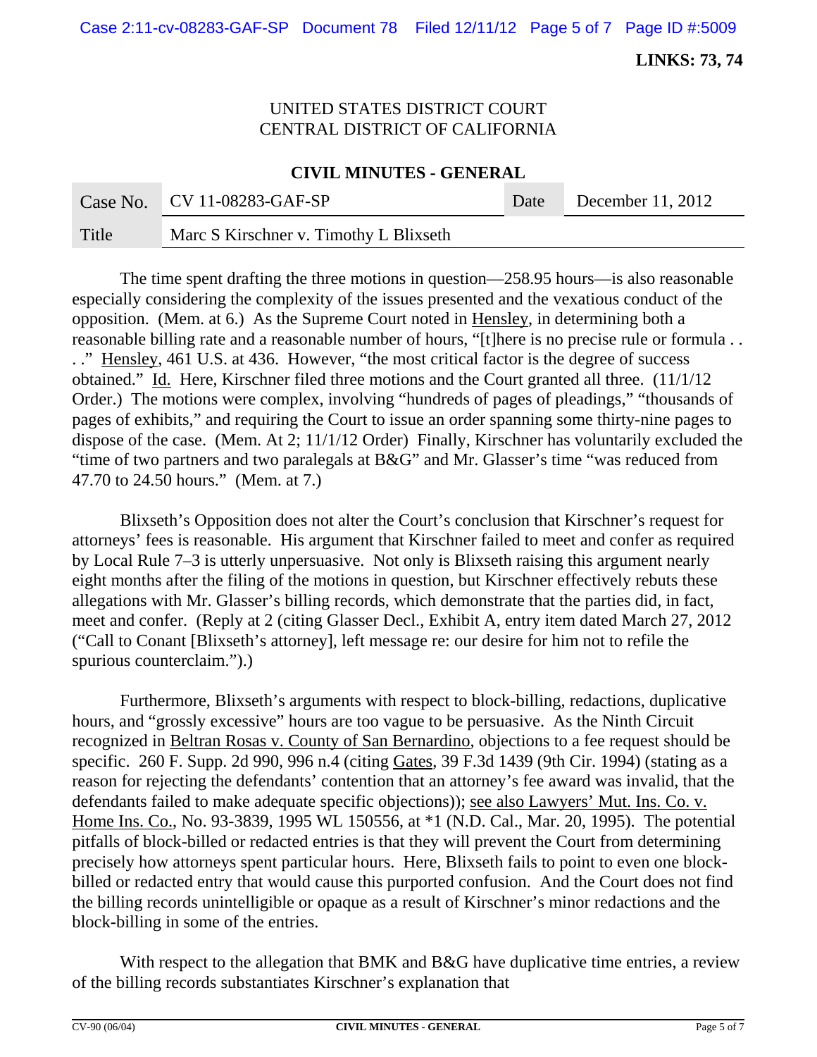**LINKS: 73, 74**

UNITED STATES DISTRICT COURT
CENTRAL DISTRICT OF CALIFORNIA

**CIVIL MINUTES - GENERAL**

| Case No. | CV 11-08283-GAF-SP | Date | December 11, 2012 |
|---|---|---|---|
| Title | Marc S Kirschner v. Timothy L Blixseth | | |

The time spent drafting the three motions in question—258.95 hours—is also reasonable especially considering the complexity of the issues presented and the vexatious conduct of the opposition. (Mem. at 6.) As the Supreme Court noted in Hensley, in determining both a reasonable billing rate and a reasonable number of hours, "[t]here is no precise rule or formula . . . ." Hensley, 461 U.S. at 436. However, "the most critical factor is the degree of success obtained." Id. Here, Kirschner filed three motions and the Court granted all three. (11/1/12 Order.) The motions were complex, involving "hundreds of pages of pleadings," "thousands of pages of exhibits," and requiring the Court to issue an order spanning some thirty-nine pages to dispose of the case. (Mem. At 2; 11/1/12 Order) Finally, Kirschner has voluntarily excluded the "time of two partners and two paralegals at B&G" and Mr. Glasser's time "was reduced from 47.70 to 24.50 hours." (Mem. at 7.)

Blixseth's Opposition does not alter the Court's conclusion that Kirschner's request for attorneys' fees is reasonable. His argument that Kirschner failed to meet and confer as required by Local Rule 7–3 is utterly unpersuasive. Not only is Blixseth raising this argument nearly eight months after the filing of the motions in question, but Kirschner effectively rebuts these allegations with Mr. Glasser's billing records, which demonstrate that the parties did, in fact, meet and confer. (Reply at 2 (citing Glasser Decl., Exhibit A, entry item dated March 27, 2012 ("Call to Conant [Blixseth's attorney], left message re: our desire for him not to refile the spurious counterclaim.").)

Furthermore, Blixseth's arguments with respect to block-billing, redactions, duplicative hours, and "grossly excessive" hours are too vague to be persuasive. As the Ninth Circuit recognized in Beltran Rosas v. County of San Bernardino, objections to a fee request should be specific. 260 F. Supp. 2d 990, 996 n.4 (citing Gates, 39 F.3d 1439 (9th Cir. 1994) (stating as a reason for rejecting the defendants' contention that an attorney's fee award was invalid, that the defendants failed to make adequate specific objections)); see also Lawyers' Mut. Ins. Co. v. Home Ins. Co., No. 93-3839, 1995 WL 150556, at *1 (N.D. Cal., Mar. 20, 1995). The potential pitfalls of block-billed or redacted entries is that they will prevent the Court from determining precisely how attorneys spent particular hours. Here, Blixseth fails to point to even one block-billed or redacted entry that would cause this purported confusion. And the Court does not find the billing records unintelligible or opaque as a result of Kirschner's minor redactions and the block-billing in some of the entries.

With respect to the allegation that BMK and B&G have duplicative time entries, a review of the billing records substantiates Kirschner's explanation that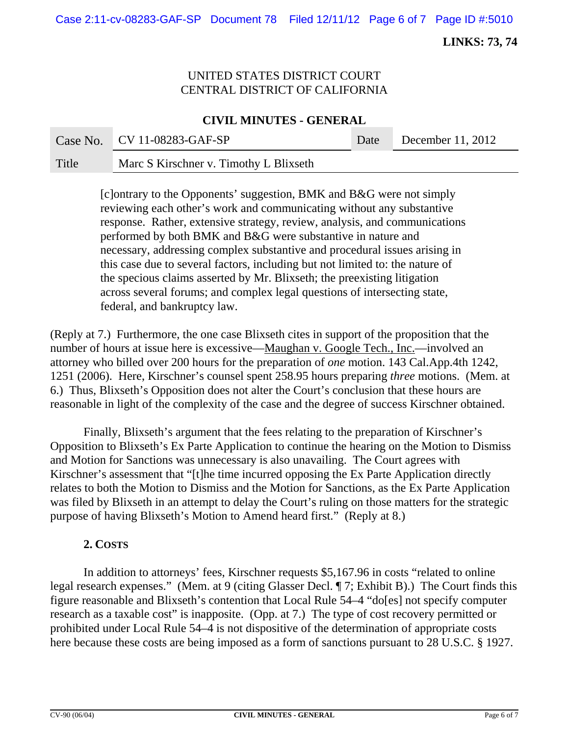[c]ontrary to the Opponents' suggestion, BMK and B&G were not simply reviewing each other's work and communicating without any substantive response. Rather, extensive strategy, review, analysis, and communications performed by both BMK and B&G were substantive in nature and necessary, addressing complex substantive and procedural issues arising in this case due to several factors, including but not limited to: the nature of the specious claims asserted by Mr. Blixseth; the preexisting litigation across several forums; and complex legal questions of intersecting state, federal, and bankruptcy law.

(Reply at 7.) Furthermore, the one case Blixseth cites in support of the proposition that the number of hours at issue here is excessive—Maughan v. Google Tech., Inc.—involved an attorney who billed over 200 hours for the preparation of *one* motion. 143 Cal.App.4th 1242, 1251 (2006). Here, Kirschner's counsel spent 258.95 hours preparing *three* motions. (Mem. at 6.) Thus, Blixseth's Opposition does not alter the Court's conclusion that these hours are reasonable in light of the complexity of the case and the degree of success Kirschner obtained.

Finally, Blixseth's argument that the fees relating to the preparation of Kirschner's Opposition to Blixseth's Ex Parte Application to continue the hearing on the Motion to Dismiss and Motion for Sanctions was unnecessary is also unavailing. The Court agrees with Kirschner's assessment that "[t]he time incurred opposing the Ex Parte Application directly relates to both the Motion to Dismiss and the Motion for Sanctions, as the Ex Parte Application was filed by Blixseth in an attempt to delay the Court's ruling on those matters for the strategic purpose of having Blixseth's Motion to Amend heard first." (Reply at 8.)

### 2. Costs

In addition to attorneys' fees, Kirschner requests $5,167.96 in costs "related to online legal research expenses." (Mem. at 9 (citing Glasser Decl. ¶ 7; Exhibit B).) The Court finds this figure reasonable and Blixseth's contention that Local Rule 54–4 "do[es] not specify computer research as a taxable cost" is inapposite. (Opp. at 7.) The type of cost recovery permitted or prohibited under Local Rule 54–4 is not dispositive of the determination of appropriate costs here because these costs are being imposed as a form of sanctions pursuant to 28 U.S.C. § 1927.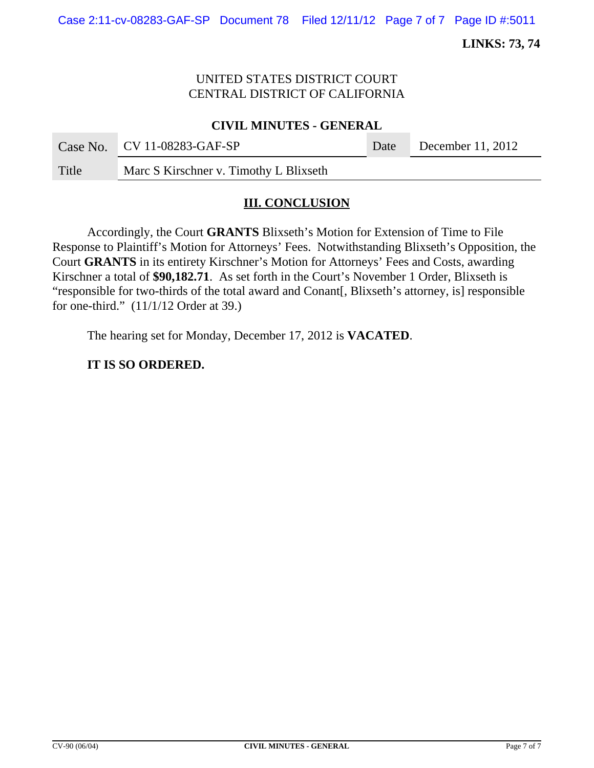**LINKS: 73, 74**

UNITED STATES DISTRICT COURT
CENTRAL DISTRICT OF CALIFORNIA

**CIVIL MINUTES - GENERAL**

| | | | |
|---|---|---|---|
| Case No. | CV 11-08283-GAF-SP | Date | December 11, 2012 |
| Title | Marc S Kirschner v. Timothy L Blixseth | | |

## III. CONCLUSION

Accordingly, the Court **GRANTS** Blixseth's Motion for Extension of Time to File Response to Plaintiff's Motion for Attorneys' Fees. Notwithstanding Blixseth's Opposition, the Court **GRANTS** in its entirety Kirschner's Motion for Attorneys' Fees and Costs, awarding Kirschner a total of **$90,182.71**. As set forth in the Court's November 1 Order, Blixseth is "responsible for two-thirds of the total award and Conant[, Blixseth's attorney, is] responsible for one-third." (11/1/12 Order at 39.)

The hearing set for Monday, December 17, 2012 is **VACATED**.

**IT IS SO ORDERED.**